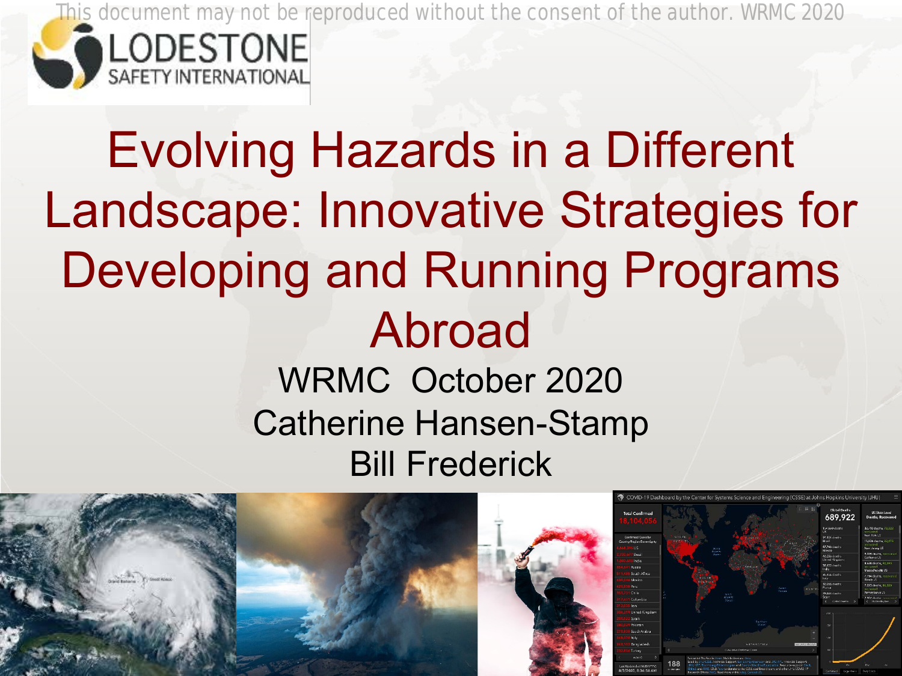This document may not be reproduced without the consent of the author. WRMC 2020

LODESTONE
SAFETY INTERNATIONAL

# Evolving Hazards in a Different Landscape: Innovative Strategies for Developing and Running Programs Abroad

WRMC October 2020

Catherine Hansen-Stamp

Bill Frederick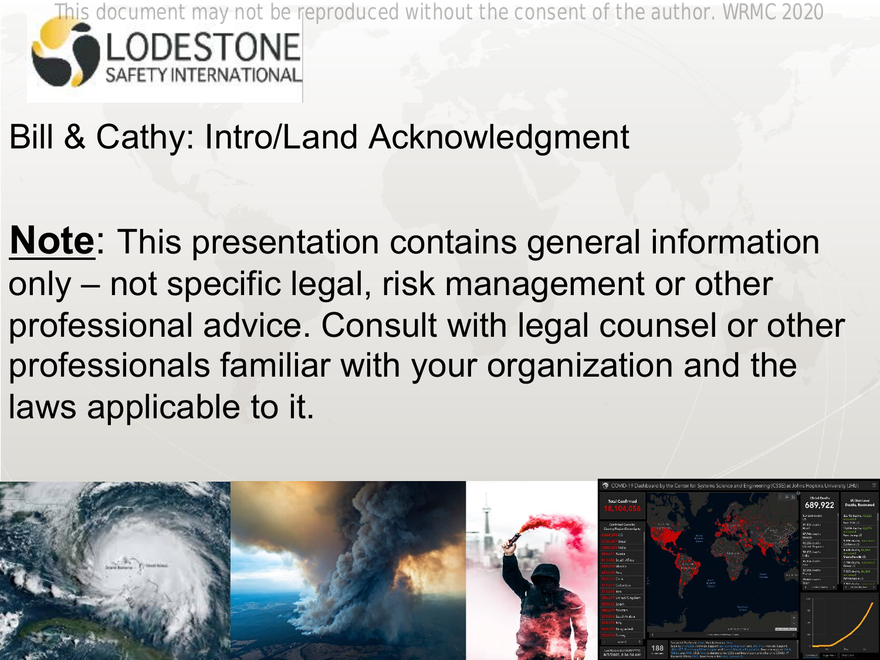This document may not be reproduced without the consent of the author. WRMC 2020

Bill & Cathy: Intro/Land Acknowledgment

**Note**: This presentation contains general information only – not specific legal, risk management or other professional advice. Consult with legal counsel or other professionals familiar with your organization and the laws applicable to it.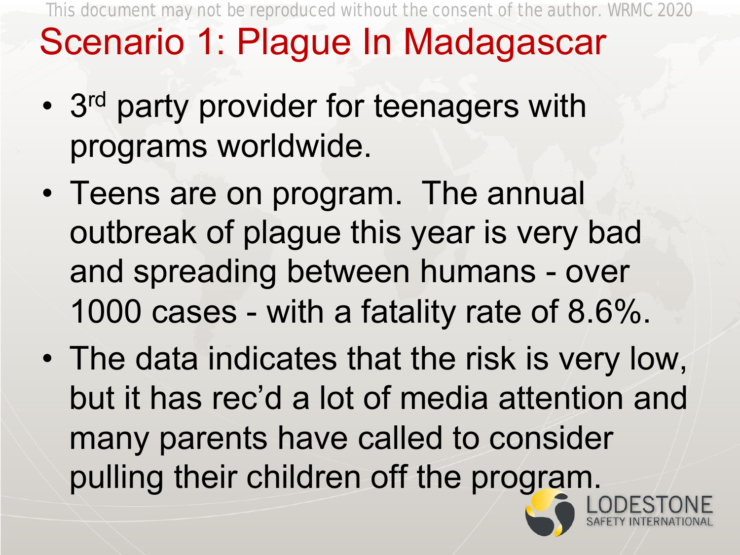# Scenario 1: Plague In Madagascar

- 3rd party provider for teenagers with programs worldwide.
- Teens are on program. The annual outbreak of plague this year is very bad and spreading between humans - over 1000 cases - with a fatality rate of 8.6%.
- The data indicates that the risk is very low, but it has rec'd a lot of media attention and many parents have called to consider pulling their children off the program.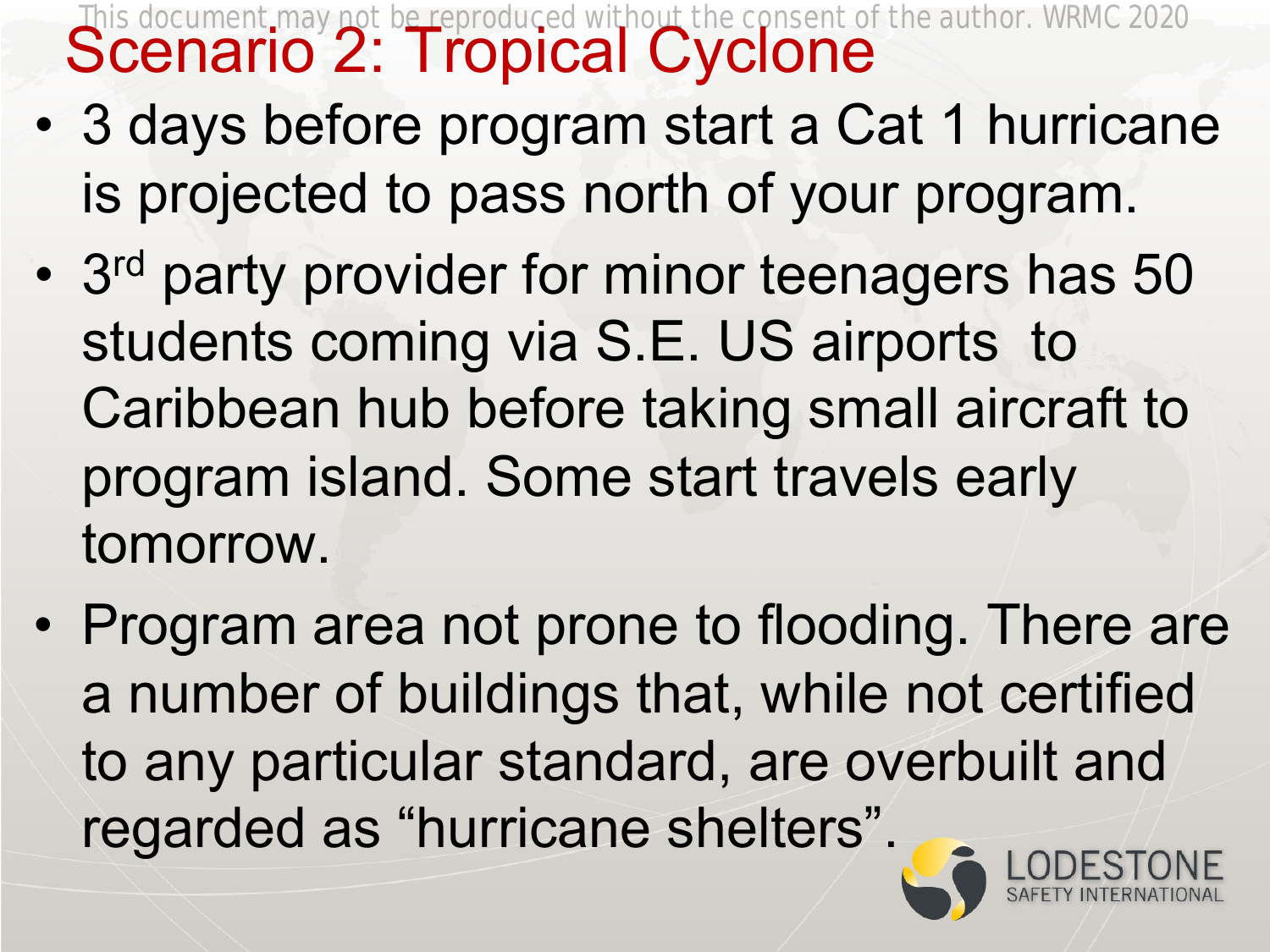# Scenario 2: Tropical Cyclone

- 3 days before program start a Cat 1 hurricane is projected to pass north of your program.
- 3rd party provider for minor teenagers has 50 students coming via S.E. US airports to Caribbean hub before taking small aircraft to program island. Some start travels early tomorrow.
- Program area not prone to flooding. There are a number of buildings that, while not certified to any particular standard, are overbuilt and regarded as "hurricane shelters".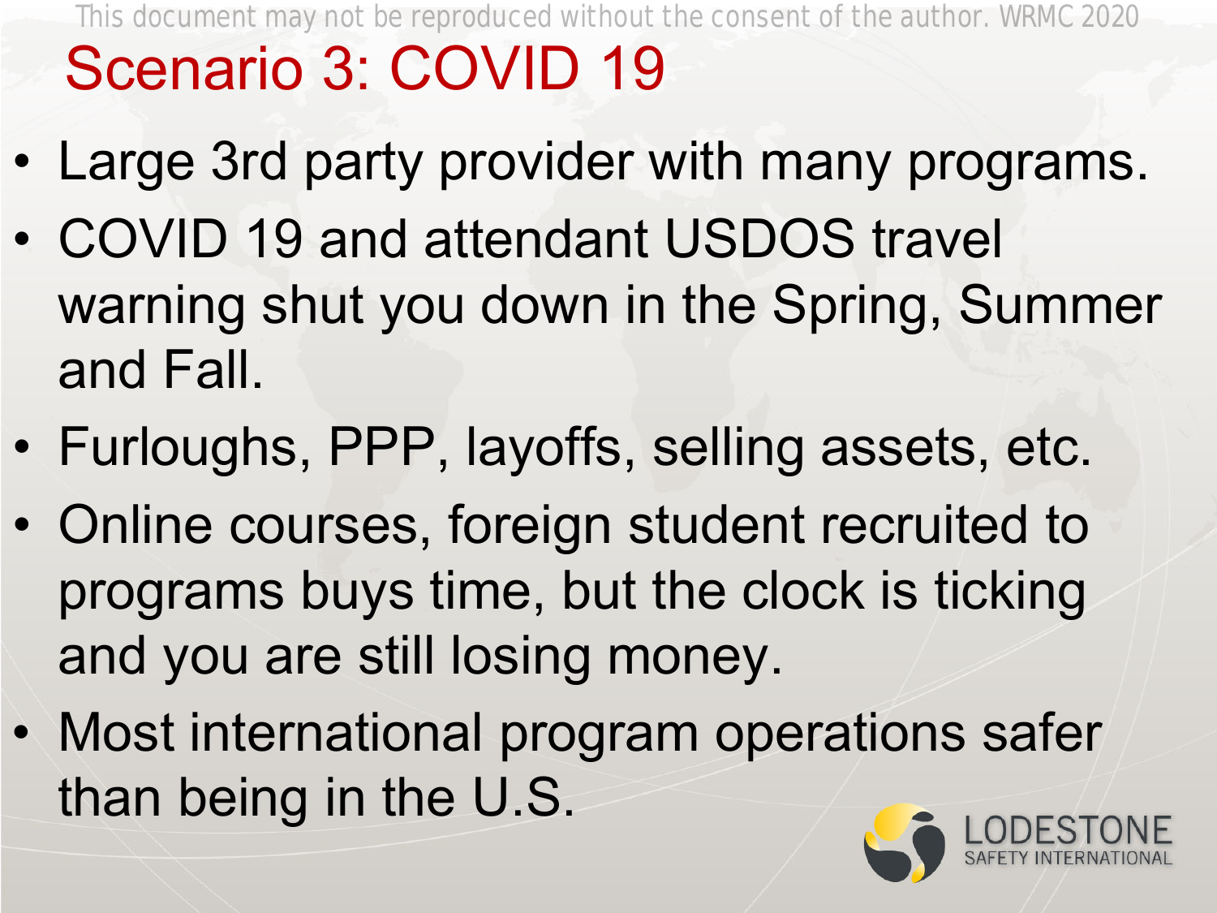# Scenario 3: COVID 19

- Large 3rd party provider with many programs.
- COVID 19 and attendant USDOS travel warning shut you down in the Spring, Summer and Fall.
- Furloughs, PPP, layoffs, selling assets, etc.
- Online courses, foreign student recruited to programs buys time, but the clock is ticking and you are still losing money.
- Most international program operations safer than being in the U.S.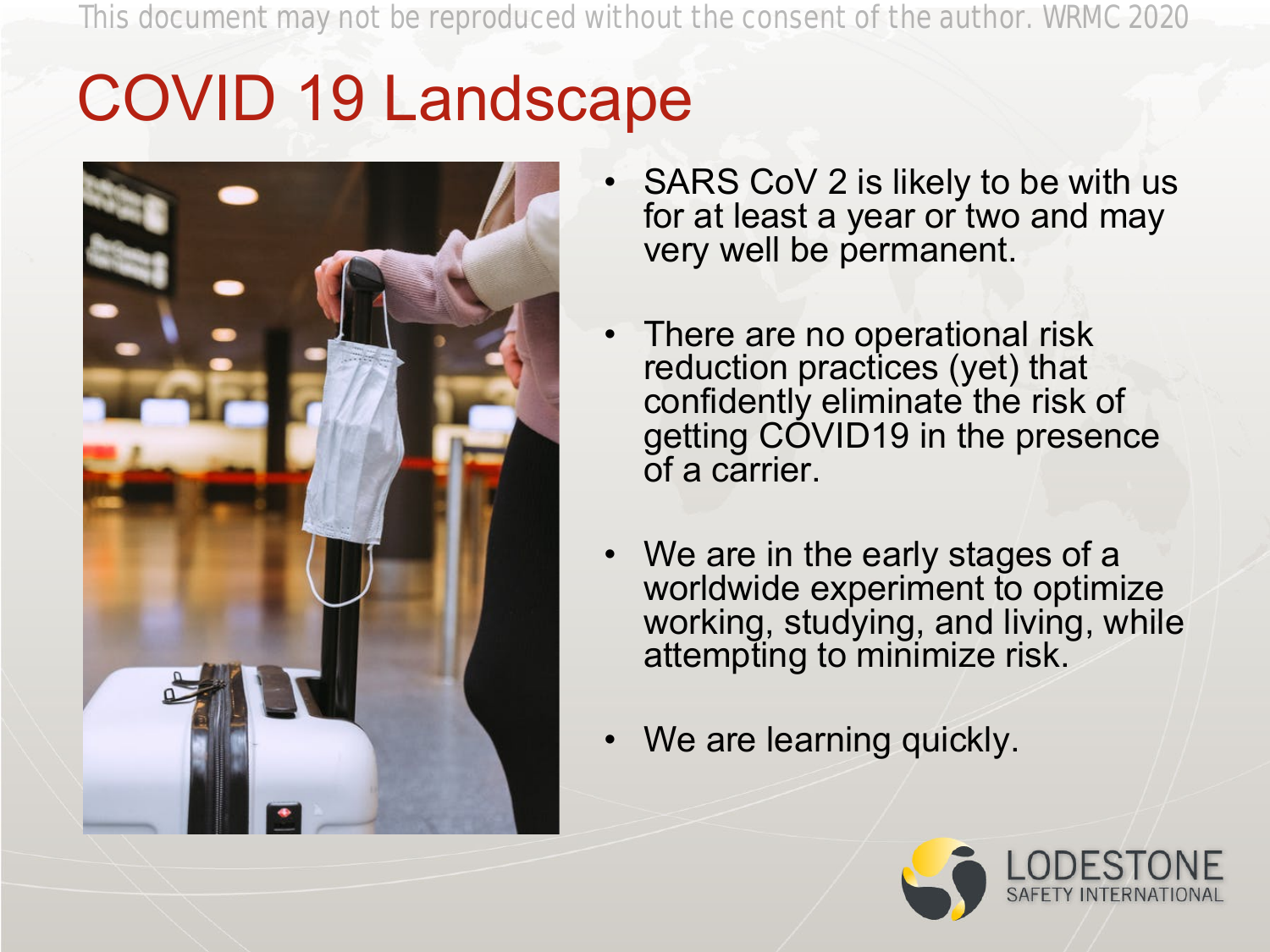# COVID 19 Landscape

- SARS CoV 2 is likely to be with us for at least a year or two and may very well be permanent.
- There are no operational risk reduction practices (yet) that confidently eliminate the risk of getting COVID19 in the presence of a carrier.
- We are in the early stages of a worldwide experiment to optimize working, studying, and living, while attempting to minimize risk.
- We are learning quickly.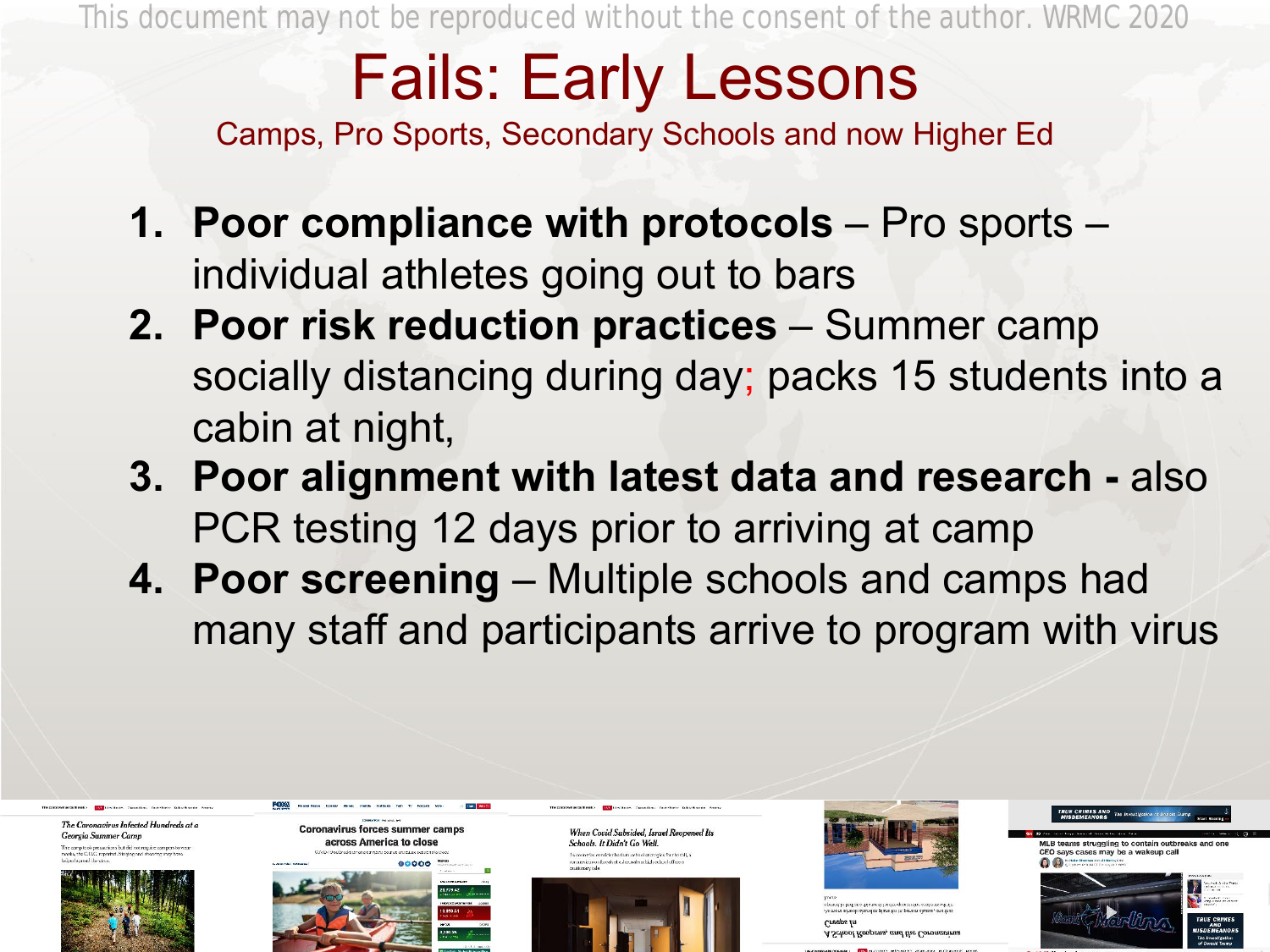# Fails: Early Lessons

Camps, Pro Sports, Secondary Schools and now Higher Ed

1. **Poor compliance with protocols** – Pro sports – individual athletes going out to bars
2. **Poor risk reduction practices** – Summer camp socially distancing during day; packs 15 students into a cabin at night,
3. **Poor alignment with latest data and research -** also PCR testing 12 days prior to arriving at camp
4. **Poor screening** – Multiple schools and camps had many staff and participants arrive to program with virus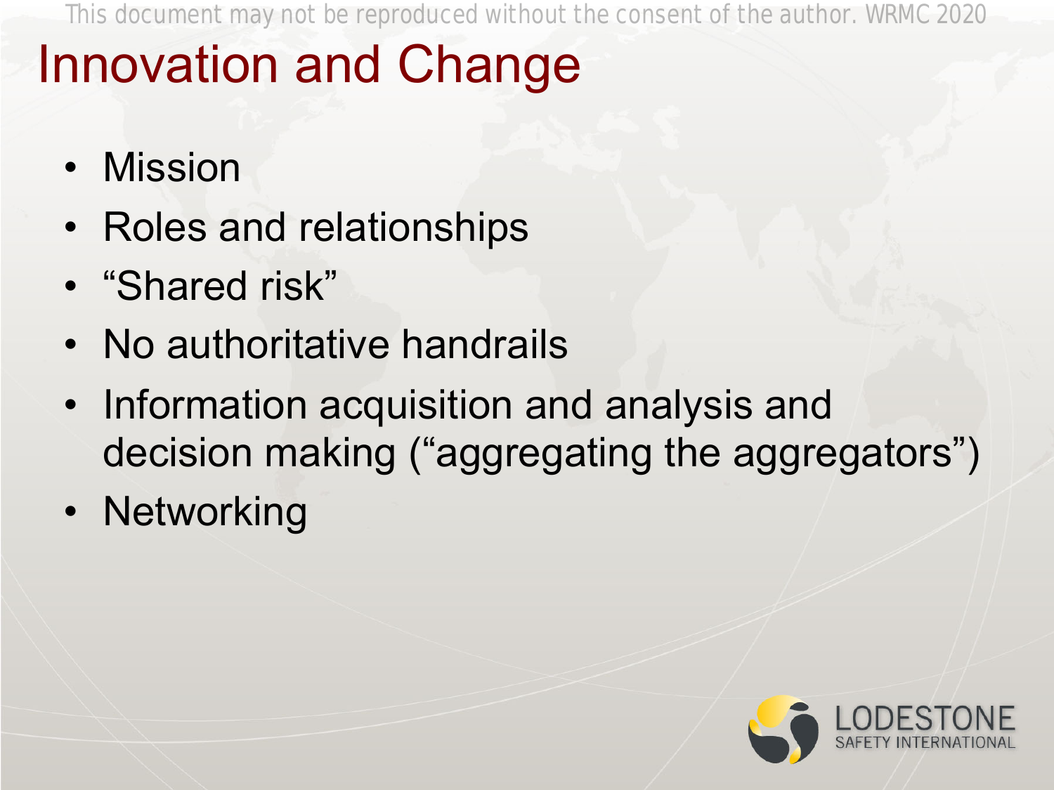# Innovation and Change

- Mission
- Roles and relationships
- "Shared risk"
- No authoritative handrails
- Information acquisition and analysis and decision making ("aggregating the aggregators")
- Networking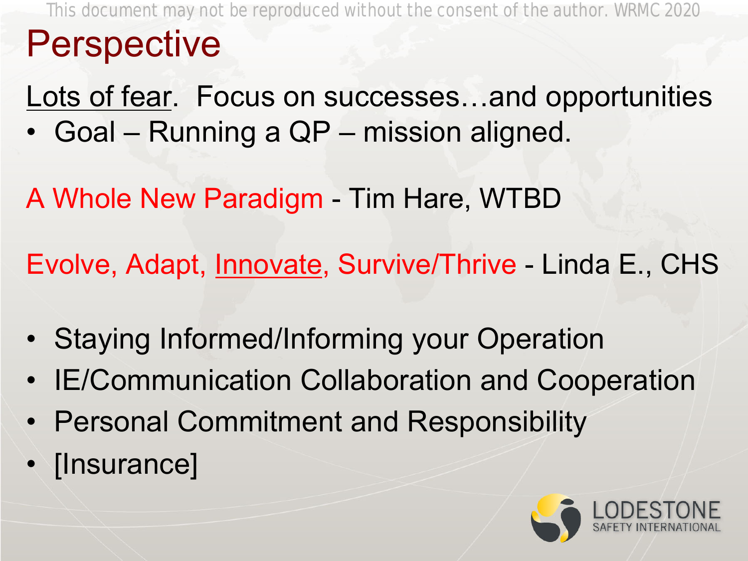# Perspective

Lots of fear. Focus on successes…and opportunities

- Goal – Running a QP – mission aligned.

A Whole New Paradigm - Tim Hare, WTBD

Evolve, Adapt, Innovate, Survive/Thrive - Linda E., CHS

- Staying Informed/Informing your Operation
- IE/Communication Collaboration and Cooperation
- Personal Commitment and Responsibility
- [Insurance]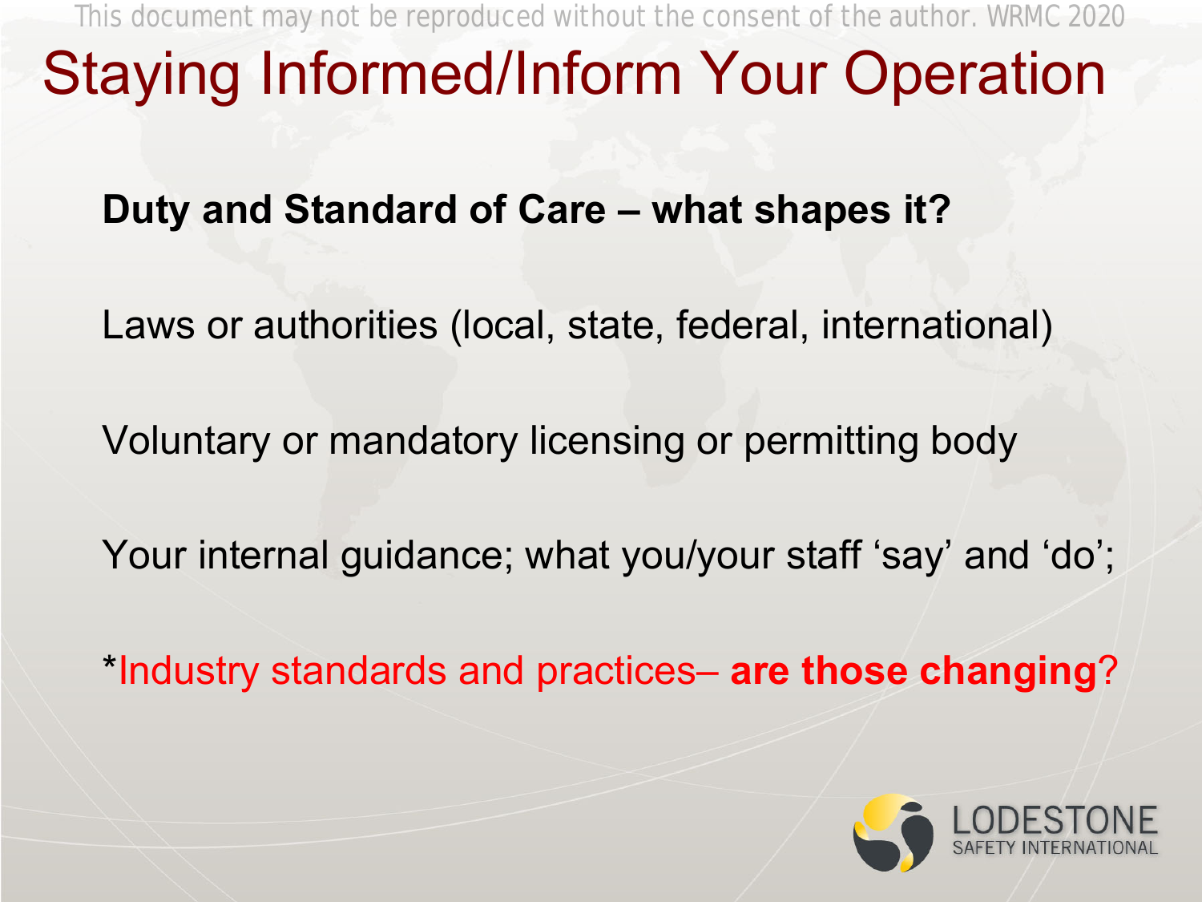# Staying Informed/Inform Your Operation

**Duty and Standard of Care – what shapes it?**

Laws or authorities (local, state, federal, international)

Voluntary or mandatory licensing or permitting body

Your internal guidance; what you/your staff ‘say’ and ‘do’;

*Industry standards and practices– **are those changing**?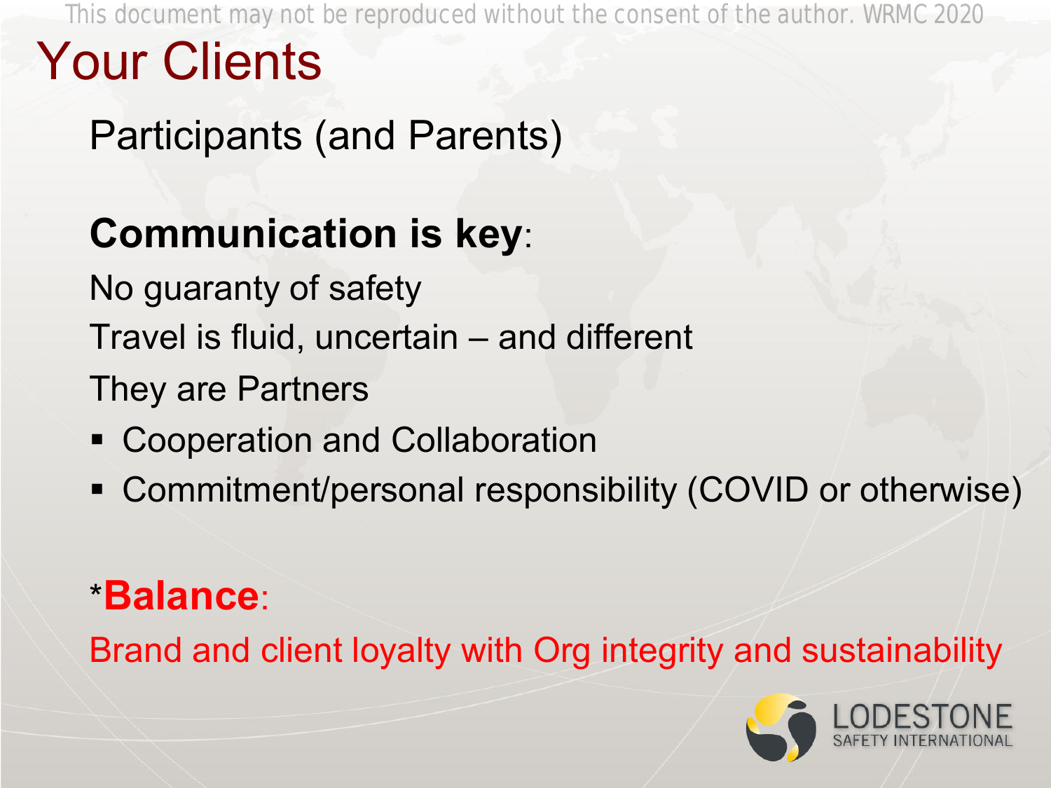# Your Clients

Participants (and Parents)

**Communication is key**:

No guaranty of safety

Travel is fluid, uncertain – and different

They are Partners

- Cooperation and Collaboration
- Commitment/personal responsibility (COVID or otherwise)

*__Balance__:

Brand and client loyalty with Org integrity and sustainability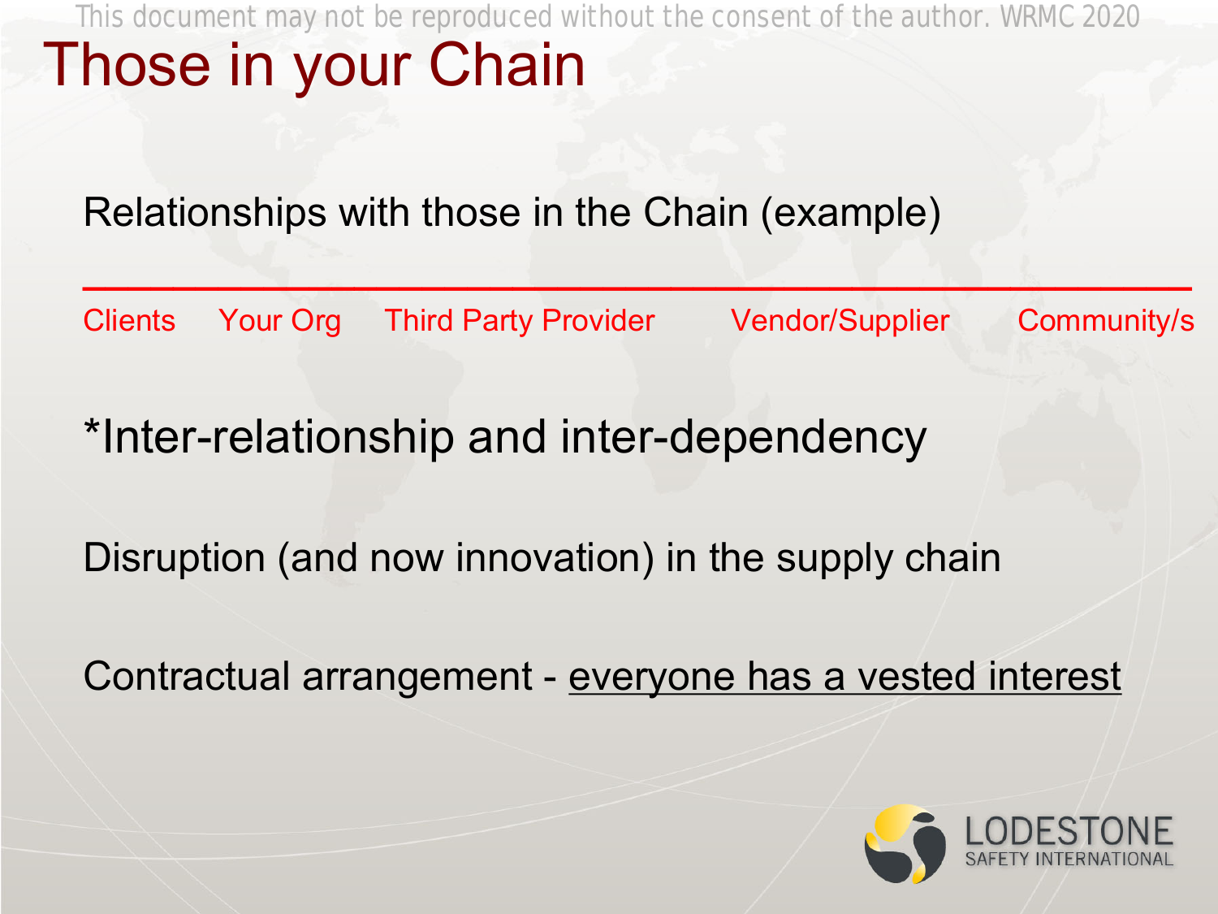# Those in your Chain

Relationships with those in the Chain (example)

Clients    Your Org    Third Party Provider    Vendor/Supplier    Community/s

*Inter-relationship and inter-dependency

Disruption (and now innovation) in the supply chain

Contractual arrangement - <u>everyone has a vested interest</u>